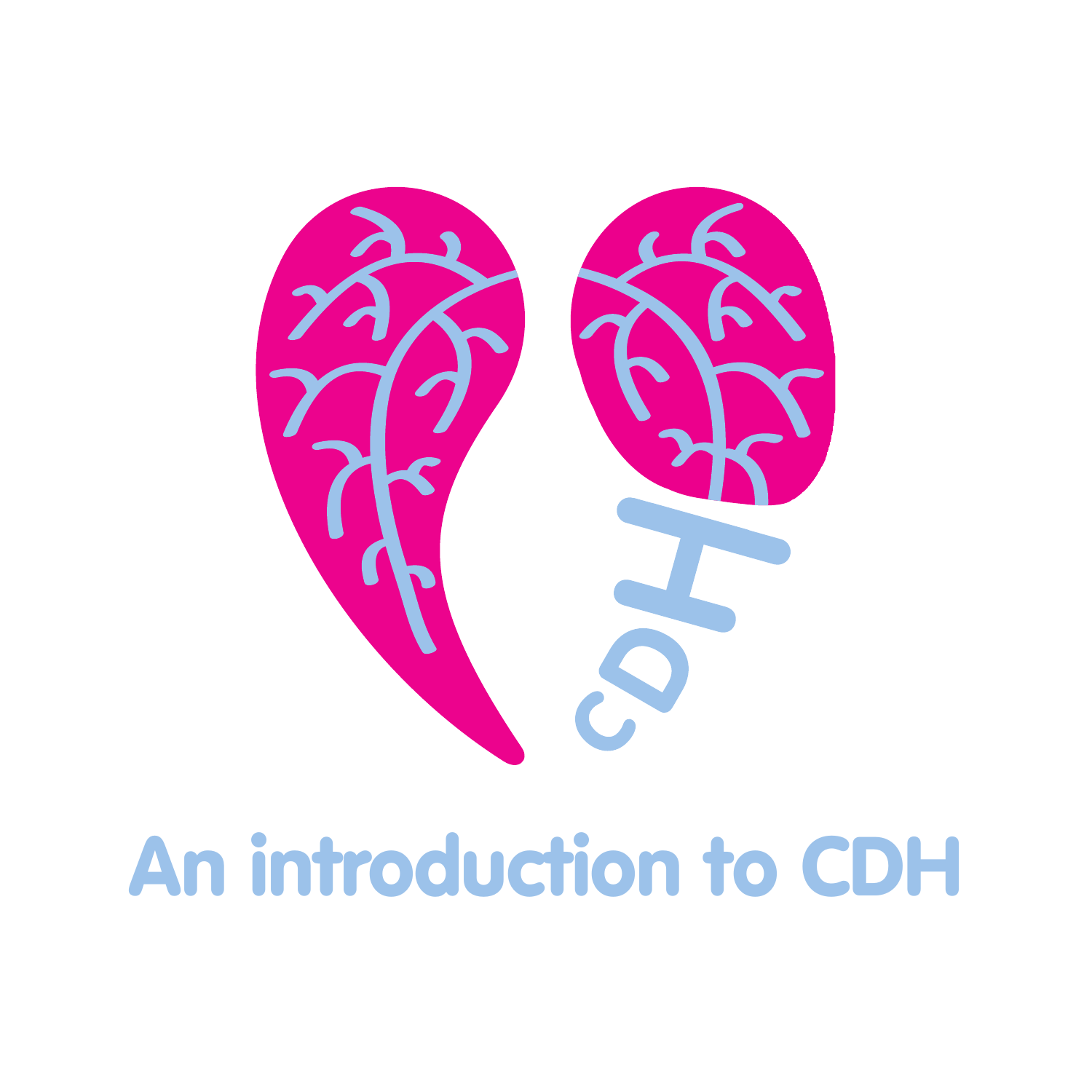# An introduction to CDH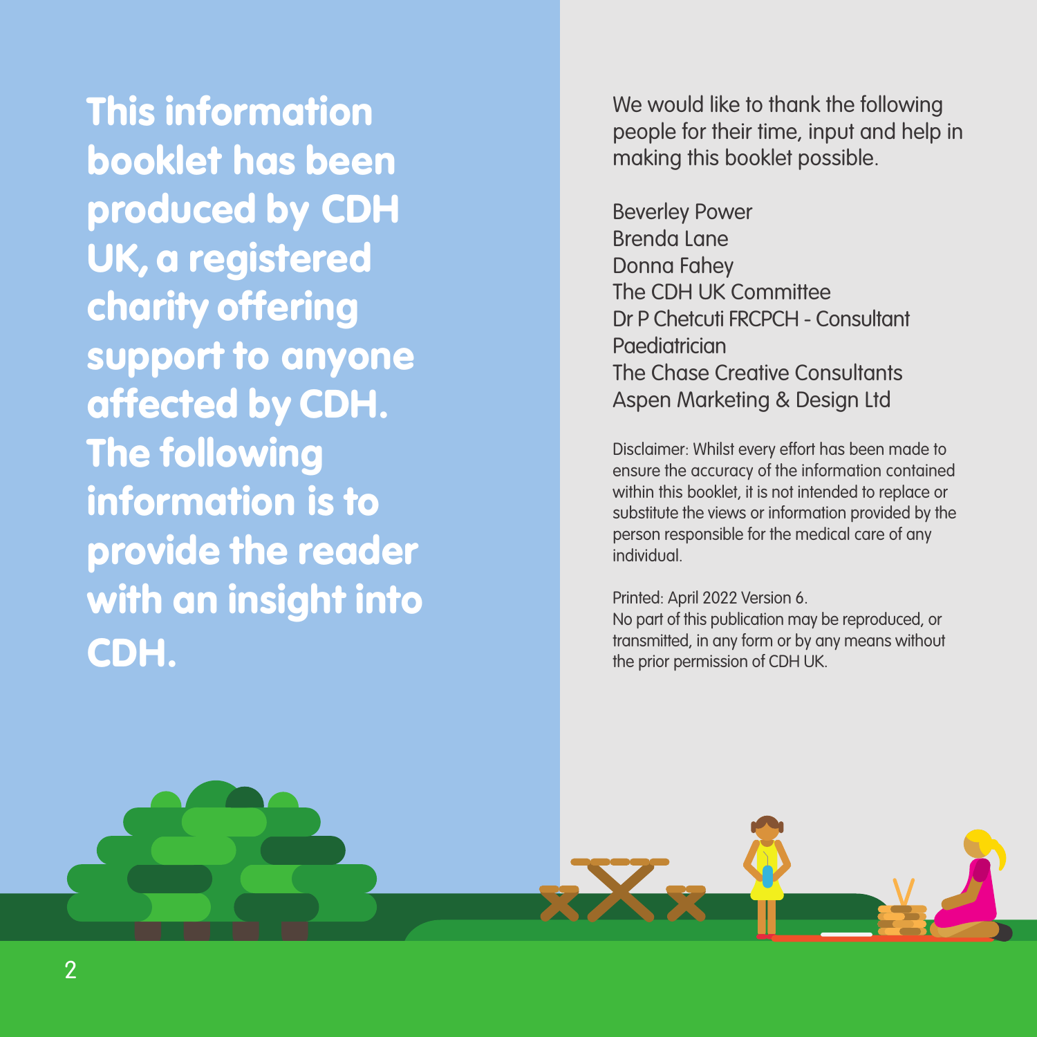**This information booklet has been produced by CDH UK, a registered charity offering support to anyone affected by CDH. The following information is to provide the reader with an insight into CDH.**

We would like to thank the following people for their time, input and help in making this booklet possible.

Beverley Power
Brenda Lane
Donna Fahey
The CDH UK Committee
Dr P Chetcuti FRCPCH - Consultant Paediatrician
The Chase Creative Consultants
Aspen Marketing & Design Ltd

Disclaimer: Whilst every effort has been made to ensure the accuracy of the information contained within this booklet, it is not intended to replace or substitute the views or information provided by the person responsible for the medical care of any individual.

Printed: April 2022 Version 6.
No part of this publication may be reproduced, or transmitted, in any form or by any means without the prior permission of CDH UK.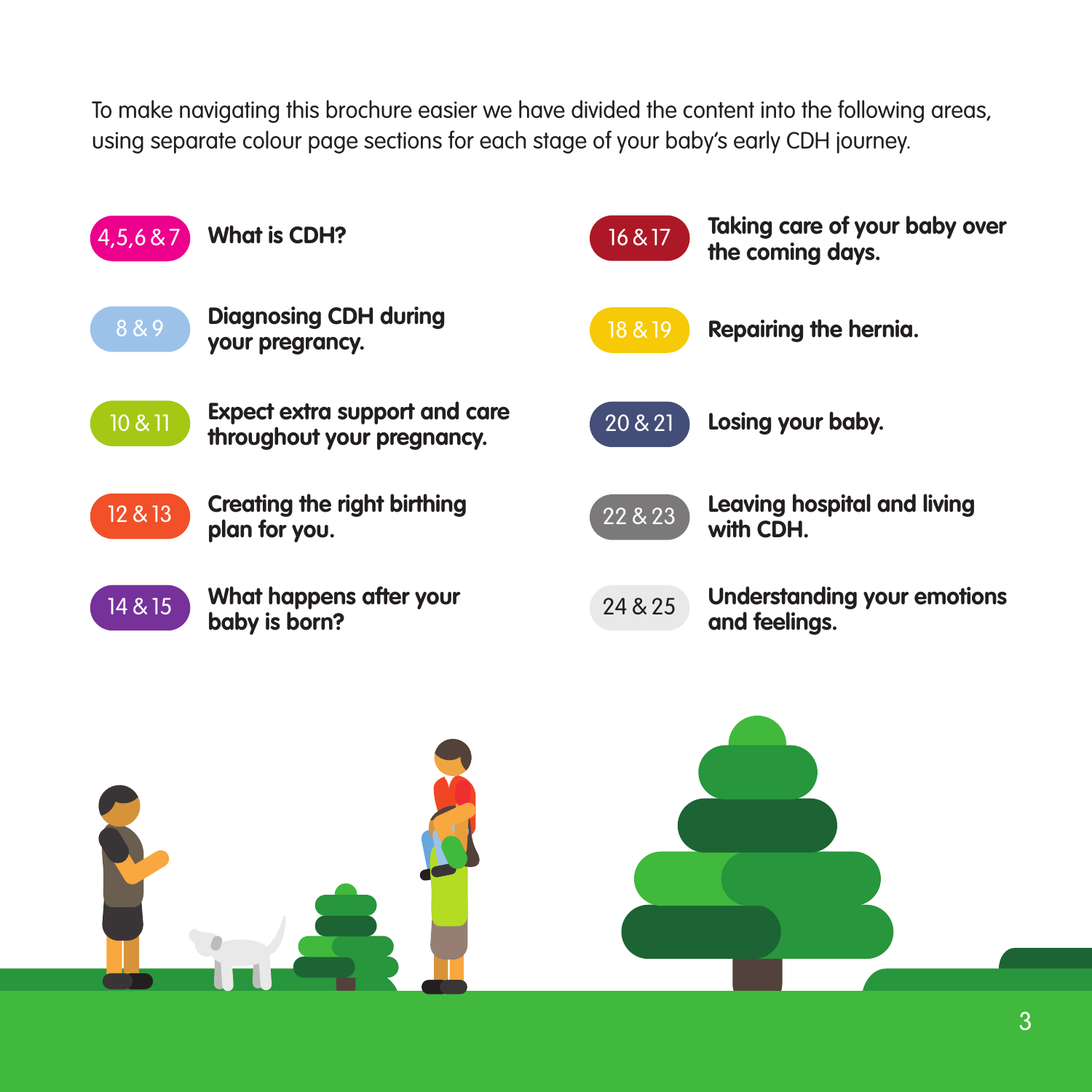To make navigating this brochure easier we have divided the content into the following areas, using separate colour page sections for each stage of your baby's early CDH journey.

- **4,5,6 & 7** — **What is CDH?**
- **8 & 9** — **Diagnosing CDH during your pregrancy.**
- **10 & 11** — **Expect extra support and care throughout your pregnancy.**
- **12 & 13** — **Creating the right birthing plan for you.**
- **14 & 15** — **What happens after your baby is born?**
- **16 & 17** — **Taking care of your baby over the coming days.**
- **18 & 19** — **Repairing the hernia.**
- **20 & 21** — **Losing your baby.**
- **22 & 23** — **Leaving hospital and living with CDH.**
- **24 & 25** — **Understanding your emotions and feelings.**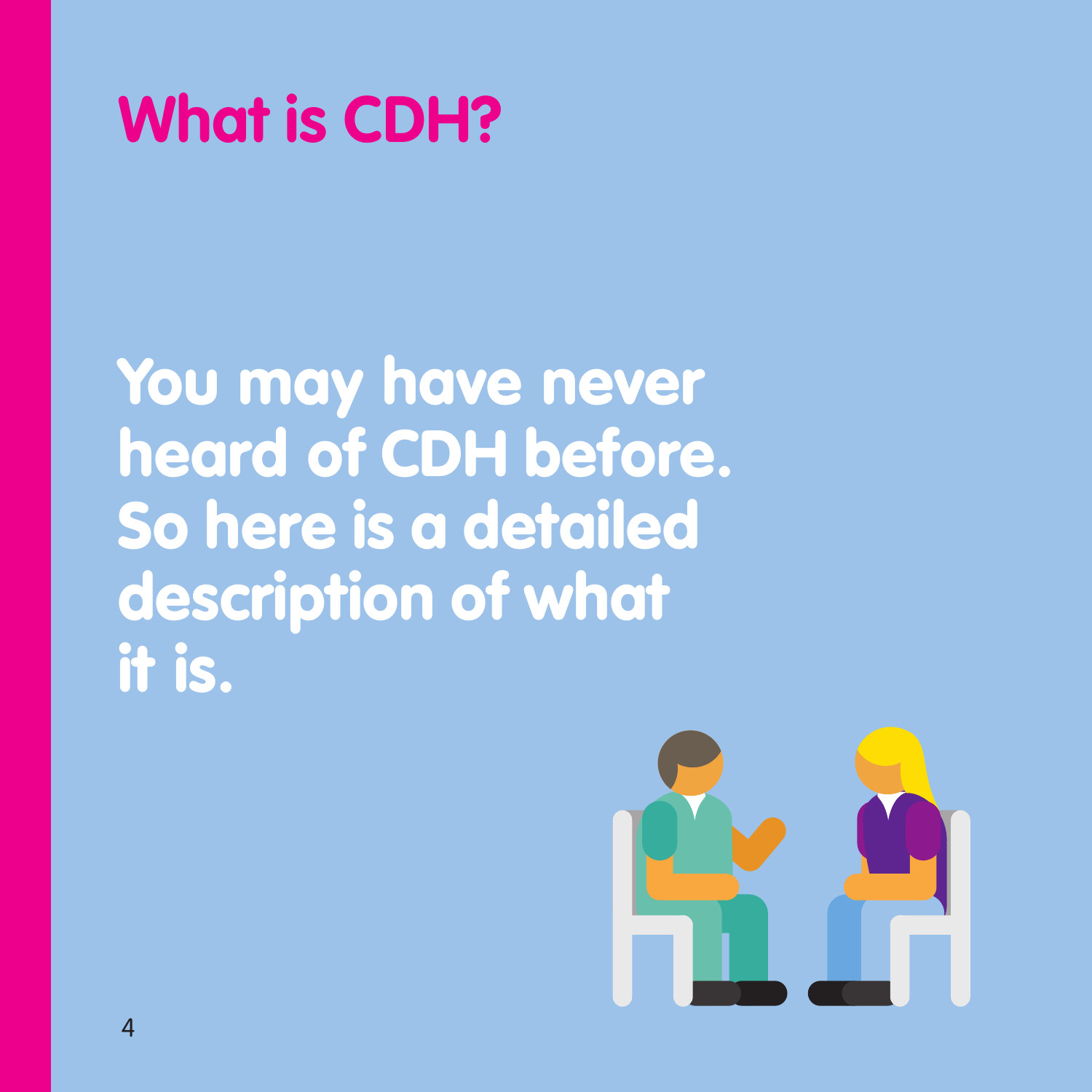# What is CDH?

**You may have never heard of CDH before. So here is a detailed description of what it is.**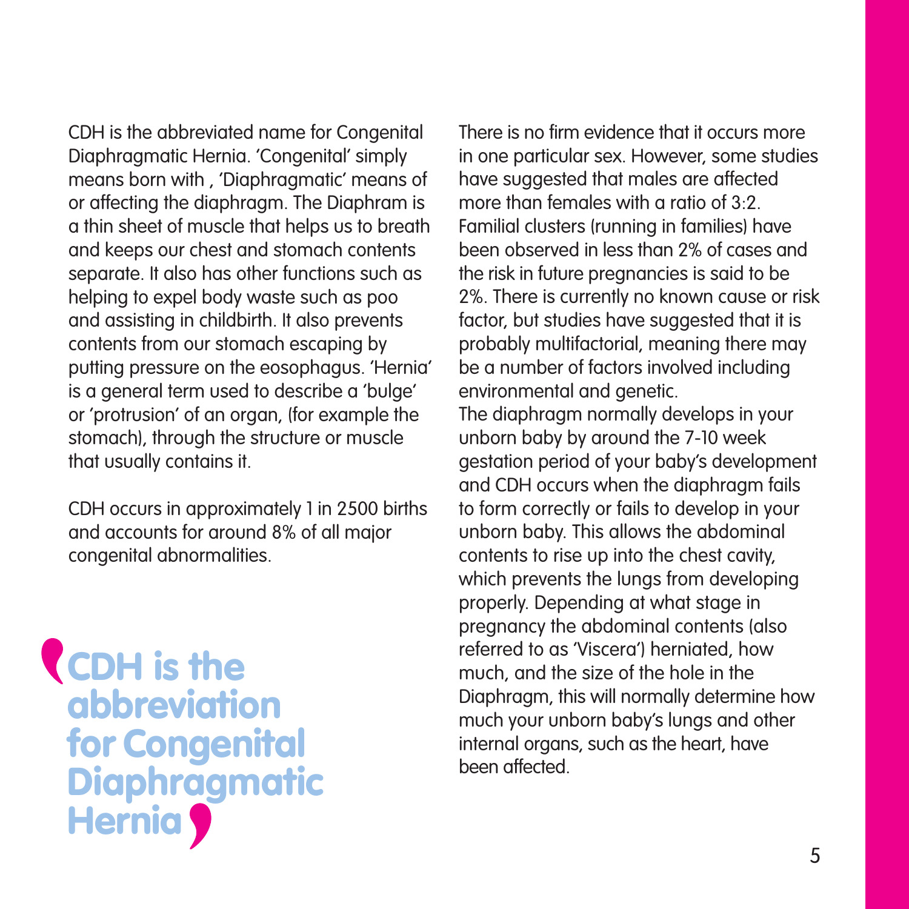CDH is the abbreviated name for Congenital Diaphragmatic Hernia. 'Congenital' simply means born with , 'Diaphragmatic' means of or affecting the diaphragm. The Diaphram is a thin sheet of muscle that helps us to breath and keeps our chest and stomach contents separate. It also has other functions such as helping to expel body waste such as poo and assisting in childbirth. It also prevents contents from our stomach escaping by putting pressure on the eosophagus. 'Hernia' is a general term used to describe a 'bulge' or 'protrusion' of an organ, (for example the stomach), through the structure or muscle that usually contains it.

CDH occurs in approximately 1 in 2500 births and accounts for around 8% of all major congenital abnormalities.

> **CDH is the abbreviation for Congenital Diaphragmatic Hernia**

There is no firm evidence that it occurs more in one particular sex. However, some studies have suggested that males are affected more than females with a ratio of 3:2. Familial clusters (running in families) have been observed in less than 2% of cases and the risk in future pregnancies is said to be 2%. There is currently no known cause or risk factor, but studies have suggested that it is probably multifactorial, meaning there may be a number of factors involved including environmental and genetic.

The diaphragm normally develops in your unborn baby by around the 7-10 week gestation period of your baby's development and CDH occurs when the diaphragm fails to form correctly or fails to develop in your unborn baby. This allows the abdominal contents to rise up into the chest cavity, which prevents the lungs from developing properly. Depending at what stage in pregnancy the abdominal contents (also referred to as 'Viscera') herniated, how much, and the size of the hole in the Diaphragm, this will normally determine how much your unborn baby's lungs and other internal organs, such as the heart, have been affected.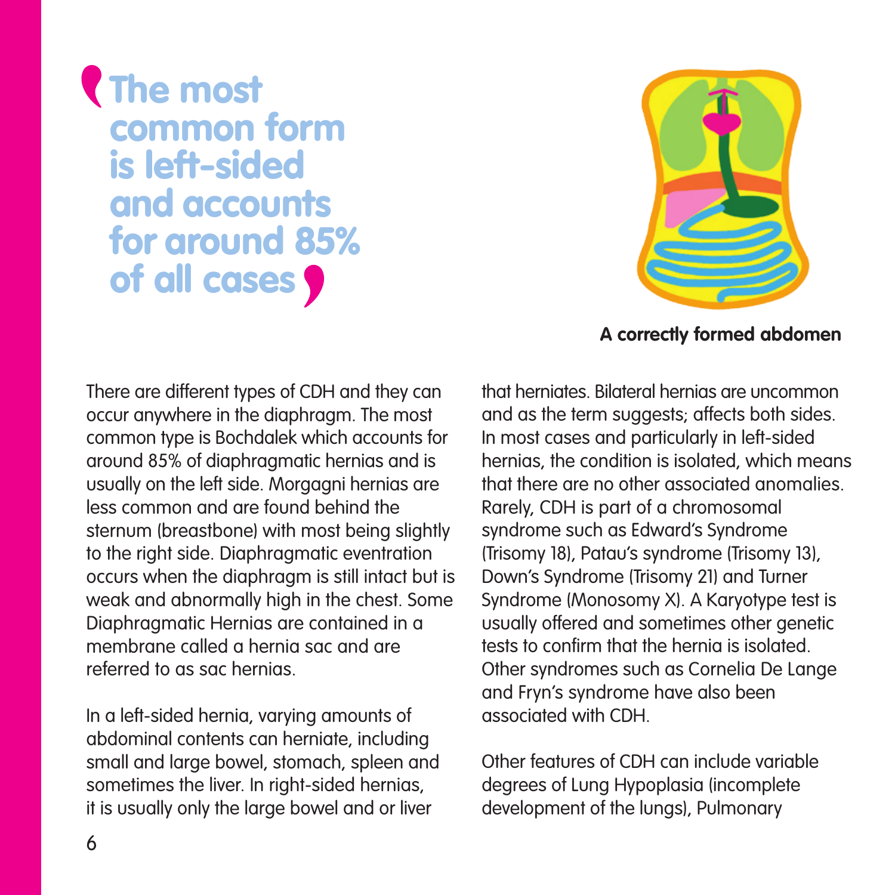> **The most common form is left-sided and accounts for around 85% of all cases**

A correctly formed abdomen

There are different types of CDH and they can occur anywhere in the diaphragm. The most common type is Bochdalek which accounts for around 85% of diaphragmatic hernias and is usually on the left side. Morgagni hernias are less common and are found behind the sternum (breastbone) with most being slightly to the right side. Diaphragmatic eventration occurs when the diaphragm is still intact but is weak and abnormally high in the chest. Some Diaphragmatic Hernias are contained in a membrane called a hernia sac and are referred to as sac hernias.

In a left-sided hernia, varying amounts of abdominal contents can herniate, including small and large bowel, stomach, spleen and sometimes the liver. In right-sided hernias, it is usually only the large bowel and or liver that herniates. Bilateral hernias are uncommon and as the term suggests; affects both sides. In most cases and particularly in left-sided hernias, the condition is isolated, which means that there are no other associated anomalies. Rarely, CDH is part of a chromosomal syndrome such as Edward's Syndrome (Trisomy 18), Patau's syndrome (Trisomy 13), Down's Syndrome (Trisomy 21) and Turner Syndrome (Monosomy X). A Karyotype test is usually offered and sometimes other genetic tests to confirm that the hernia is isolated. Other syndromes such as Cornelia De Lange and Fryn's syndrome have also been associated with CDH.

Other features of CDH can include variable degrees of Lung Hypoplasia (incomplete development of the lungs), Pulmonary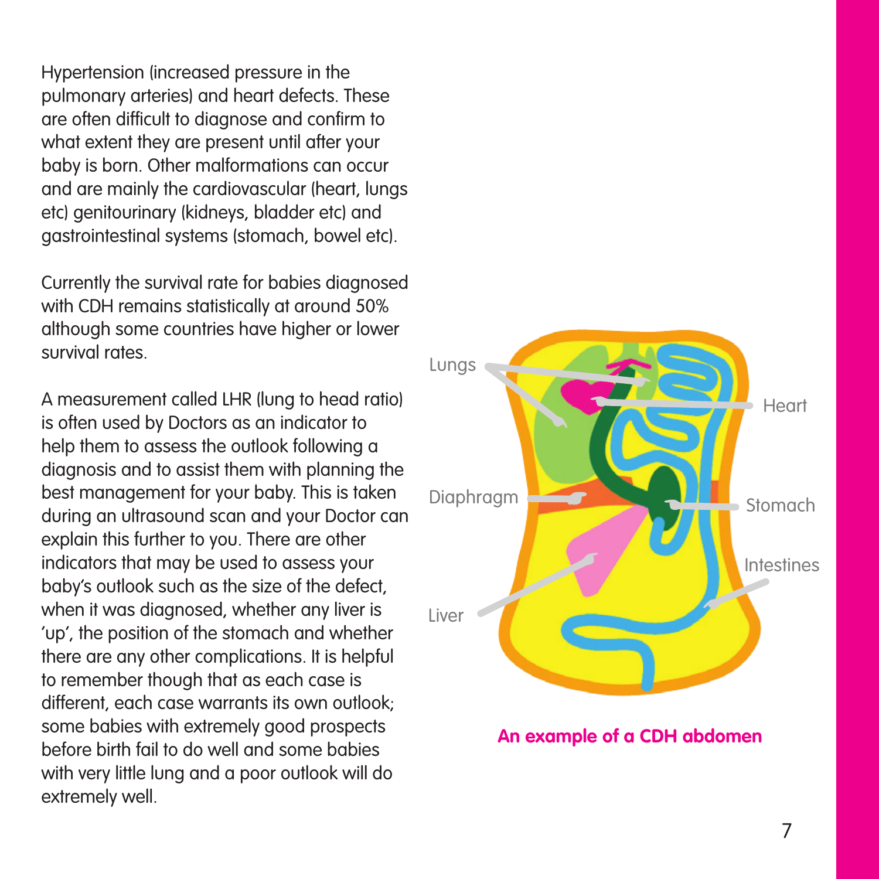Hypertension (increased pressure in the pulmonary arteries) and heart defects. These are often difficult to diagnose and confirm to what extent they are present until after your baby is born. Other malformations can occur and are mainly the cardiovascular (heart, lungs etc) genitourinary (kidneys, bladder etc) and gastrointestinal systems (stomach, bowel etc).

Currently the survival rate for babies diagnosed with CDH remains statistically at around 50% although some countries have higher or lower survival rates.

A measurement called LHR (lung to head ratio) is often used by Doctors as an indicator to help them to assess the outlook following a diagnosis and to assist them with planning the best management for your baby. This is taken during an ultrasound scan and your Doctor can explain this further to you. There are other indicators that may be used to assess your baby's outlook such as the size of the defect, when it was diagnosed, whether any liver is 'up', the position of the stomach and whether there are any other complications. It is helpful to remember though that as each case is different, each case warrants its own outlook; some babies with extremely good prospects before birth fail to do well and some babies with very little lung and a poor outlook will do extremely well.

Lungs
Heart
Diaphragm
Stomach
Intestines
Liver

**An example of a CDH abdomen**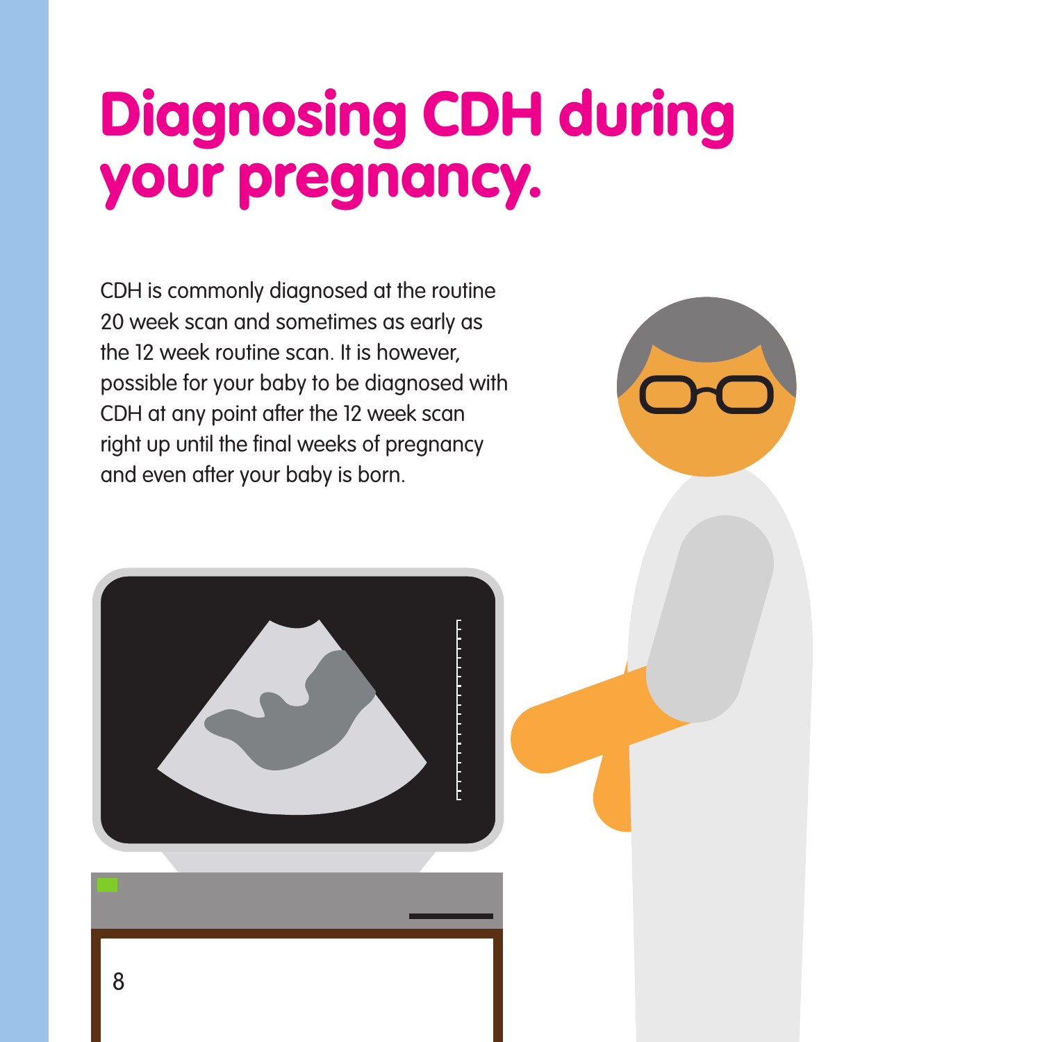# Diagnosing CDH during your pregnancy.

CDH is commonly diagnosed at the routine 20 week scan and sometimes as early as the 12 week routine scan. It is however, possible for your baby to be diagnosed with CDH at any point after the 12 week scan right up until the final weeks of pregnancy and even after your baby is born.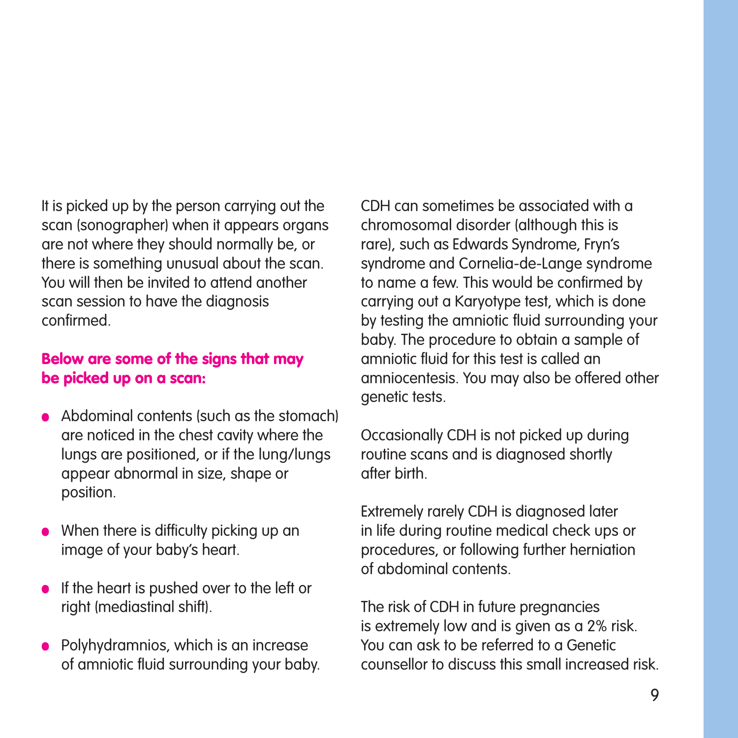It is picked up by the person carrying out the scan (sonographer) when it appears organs are not where they should normally be, or there is something unusual about the scan. You will then be invited to attend another scan session to have the diagnosis confirmed.

**Below are some of the signs that may be picked up on a scan:**

- Abdominal contents (such as the stomach) are noticed in the chest cavity where the lungs are positioned, or if the lung/lungs appear abnormal in size, shape or position.
- When there is difficulty picking up an image of your baby's heart.
- If the heart is pushed over to the left or right (mediastinal shift).
- Polyhydramnios, which is an increase of amniotic fluid surrounding your baby.

CDH can sometimes be associated with a chromosomal disorder (although this is rare), such as Edwards Syndrome, Fryn's syndrome and Cornelia-de-Lange syndrome to name a few. This would be confirmed by carrying out a Karyotype test, which is done by testing the amniotic fluid surrounding your baby. The procedure to obtain a sample of amniotic fluid for this test is called an amniocentesis. You may also be offered other genetic tests.

Occasionally CDH is not picked up during routine scans and is diagnosed shortly after birth.

Extremely rarely CDH is diagnosed later in life during routine medical check ups or procedures, or following further herniation of abdominal contents.

The risk of CDH in future pregnancies is extremely low and is given as a 2% risk. You can ask to be referred to a Genetic counsellor to discuss this small increased risk.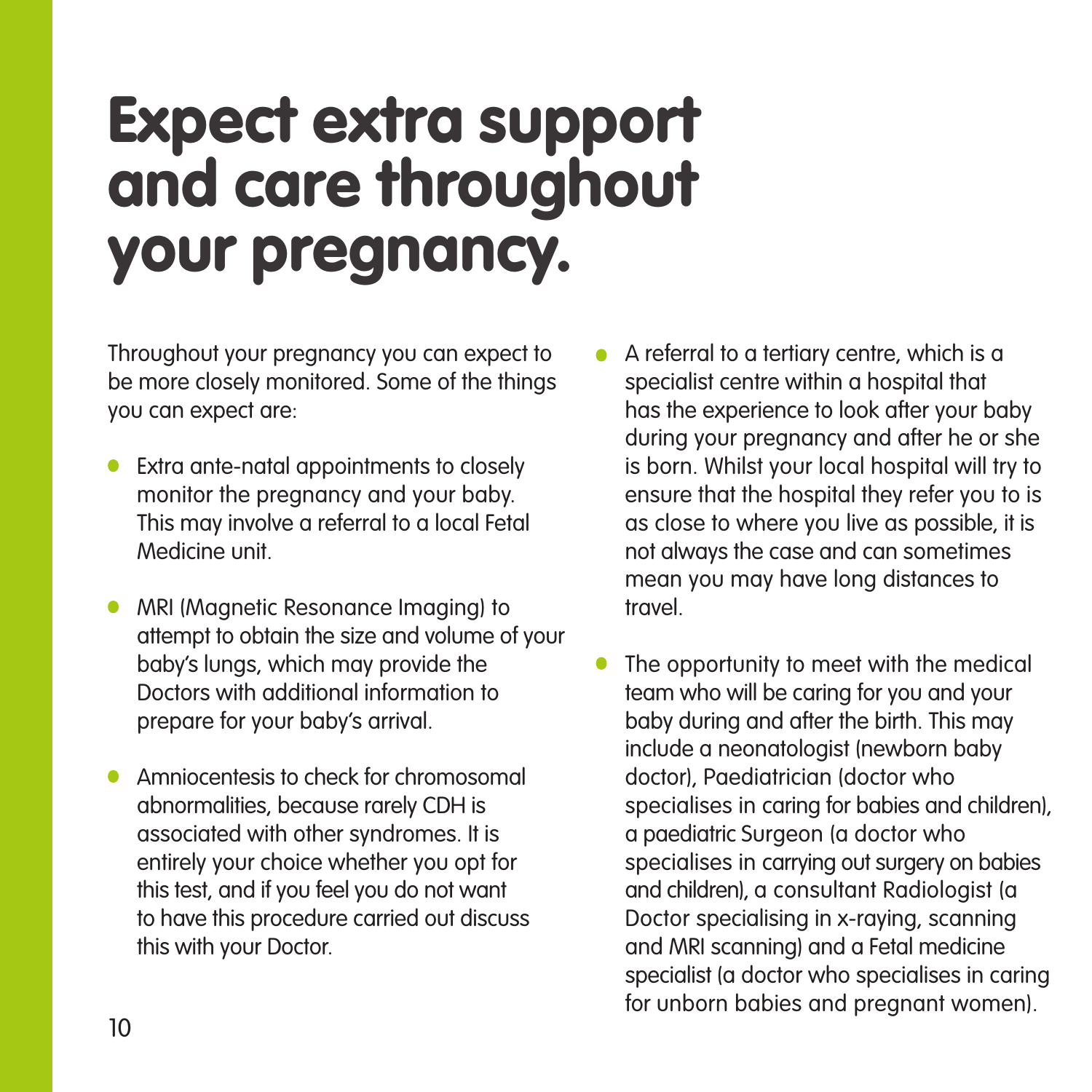# Expect extra support and care throughout your pregnancy.

Throughout your pregnancy you can expect to be more closely monitored. Some of the things you can expect are:

- Extra ante-natal appointments to closely monitor the pregnancy and your baby. This may involve a referral to a local Fetal Medicine unit.
- MRI (Magnetic Resonance Imaging) to attempt to obtain the size and volume of your baby's lungs, which may provide the Doctors with additional information to prepare for your baby's arrival.
- Amniocentesis to check for chromosomal abnormalities, because rarely CDH is associated with other syndromes. It is entirely your choice whether you opt for this test, and if you feel you do not want to have this procedure carried out discuss this with your Doctor.
- A referral to a tertiary centre, which is a specialist centre within a hospital that has the experience to look after your baby during your pregnancy and after he or she is born. Whilst your local hospital will try to ensure that the hospital they refer you to is as close to where you live as possible, it is not always the case and can sometimes mean you may have long distances to travel.
- The opportunity to meet with the medical team who will be caring for you and your baby during and after the birth. This may include a neonatologist (newborn baby doctor), Paediatrician (doctor who specialises in caring for babies and children), a paediatric Surgeon (a doctor who specialises in carrying out surgery on babies and children), a consultant Radiologist (a Doctor specialising in x-raying, scanning and MRI scanning) and a Fetal medicine specialist (a doctor who specialises in caring for unborn babies and pregnant women).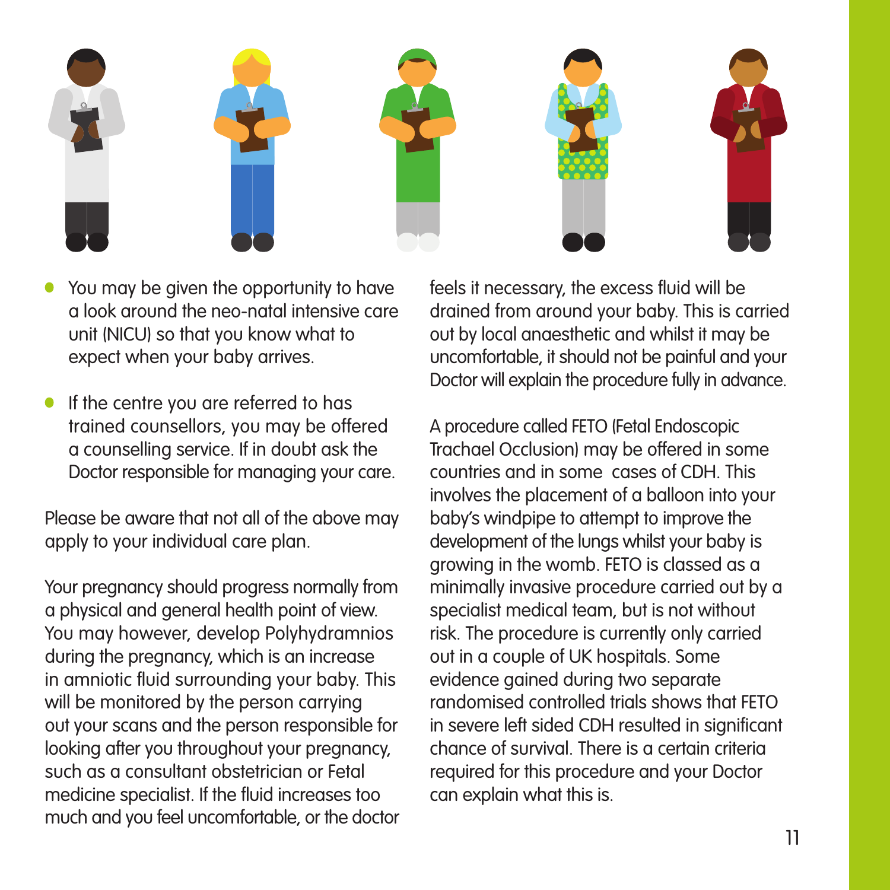- You may be given the opportunity to have a look around the neo-natal intensive care unit (NICU) so that you know what to expect when your baby arrives.
- If the centre you are referred to has trained counsellors, you may be offered a counselling service. If in doubt ask the Doctor responsible for managing your care.

Please be aware that not all of the above may apply to your individual care plan.

Your pregnancy should progress normally from a physical and general health point of view. You may however, develop Polyhydramnios during the pregnancy, which is an increase in amniotic fluid surrounding your baby. This will be monitored by the person carrying out your scans and the person responsible for looking after you throughout your pregnancy, such as a consultant obstetrician or Fetal medicine specialist. If the fluid increases too much and you feel uncomfortable, or the doctor feels it necessary, the excess fluid will be drained from around your baby. This is carried out by local anaesthetic and whilst it may be uncomfortable, it should not be painful and your Doctor will explain the procedure fully in advance.

A procedure called FETO (Fetal Endoscopic Trachael Occlusion) may be offered in some countries and in some cases of CDH. This involves the placement of a balloon into your baby's windpipe to attempt to improve the development of the lungs whilst your baby is growing in the womb. FETO is classed as a minimally invasive procedure carried out by a specialist medical team, but is not without risk. The procedure is currently only carried out in a couple of UK hospitals. Some evidence gained during two separate randomised controlled trials shows that FETO in severe left sided CDH resulted in significant chance of survival. There is a certain criteria required for this procedure and your Doctor can explain what this is.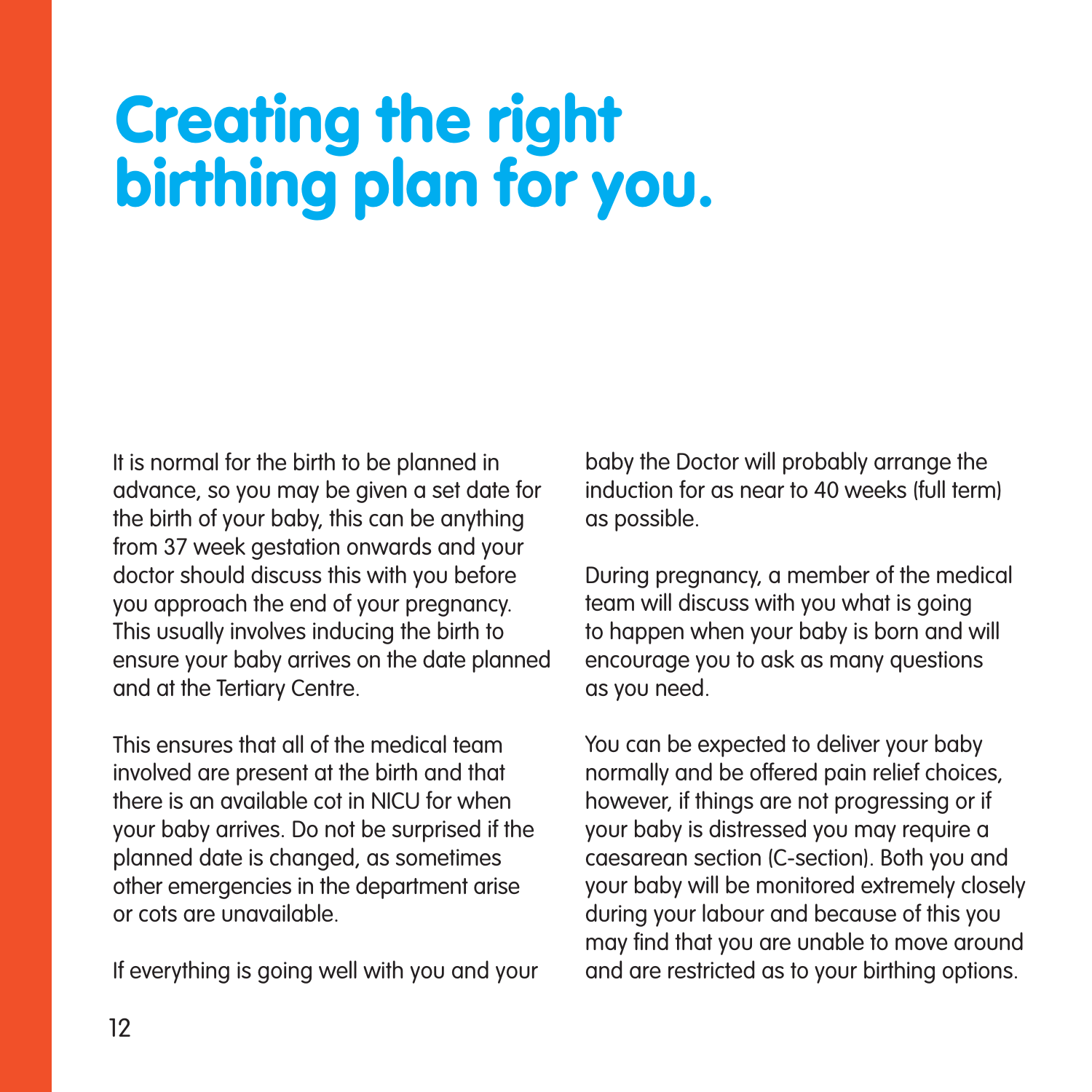# Creating the right birthing plan for you.

It is normal for the birth to be planned in advance, so you may be given a set date for the birth of your baby, this can be anything from 37 week gestation onwards and your doctor should discuss this with you before you approach the end of your pregnancy. This usually involves inducing the birth to ensure your baby arrives on the date planned and at the Tertiary Centre.

This ensures that all of the medical team involved are present at the birth and that there is an available cot in NICU for when your baby arrives. Do not be surprised if the planned date is changed, as sometimes other emergencies in the department arise or cots are unavailable.

If everything is going well with you and your baby the Doctor will probably arrange the induction for as near to 40 weeks (full term) as possible.

During pregnancy, a member of the medical team will discuss with you what is going to happen when your baby is born and will encourage you to ask as many questions as you need.

You can be expected to deliver your baby normally and be offered pain relief choices, however, if things are not progressing or if your baby is distressed you may require a caesarean section (C-section). Both you and your baby will be monitored extremely closely during your labour and because of this you may find that you are unable to move around and are restricted as to your birthing options.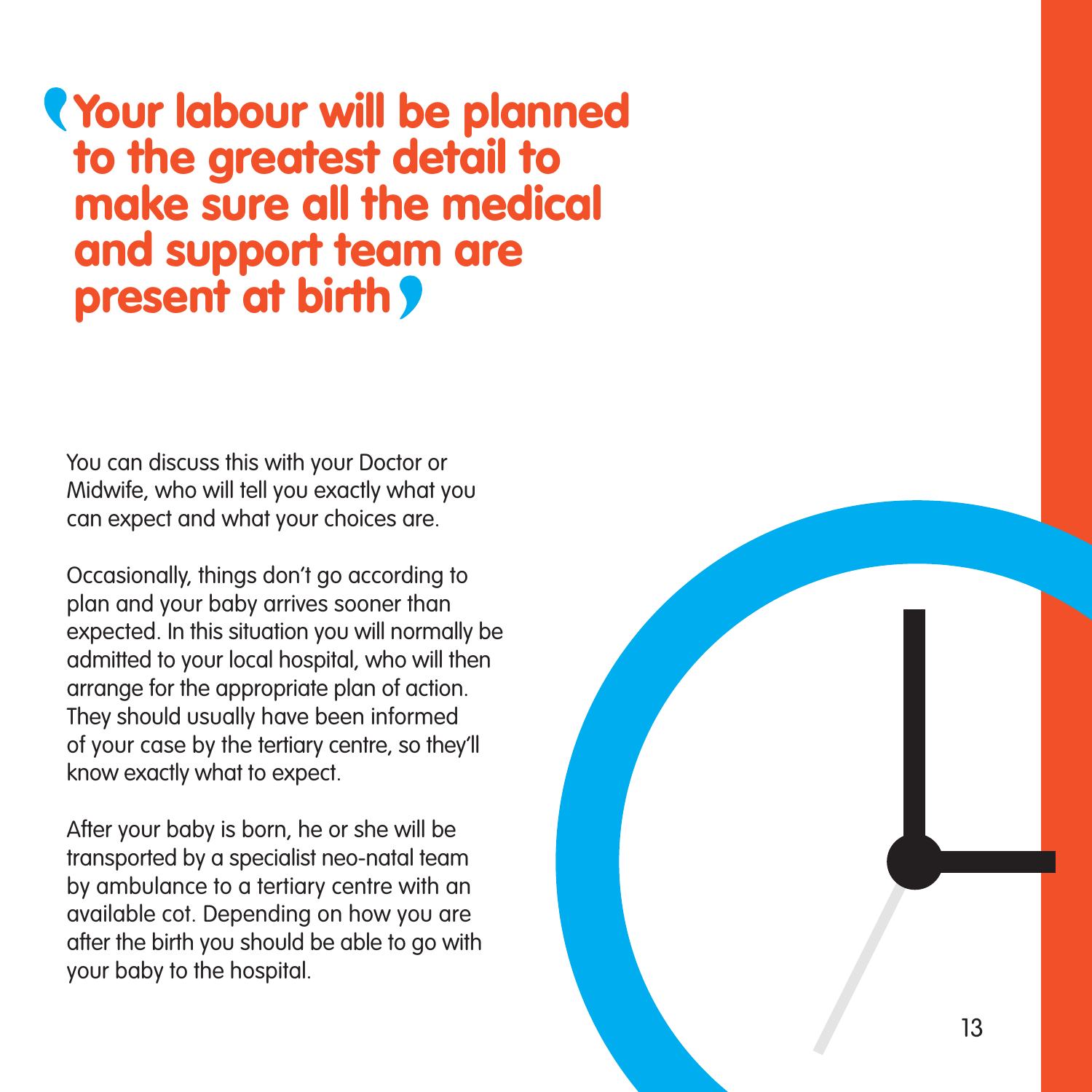> **"Your labour will be planned to the greatest detail to make sure all the medical and support team are present at birth"**

You can discuss this with your Doctor or Midwife, who will tell you exactly what you can expect and what your choices are.

Occasionally, things don't go according to plan and your baby arrives sooner than expected. In this situation you will normally be admitted to your local hospital, who will then arrange for the appropriate plan of action. They should usually have been informed of your case by the tertiary centre, so they'll know exactly what to expect.

After your baby is born, he or she will be transported by a specialist neo-natal team by ambulance to a tertiary centre with an available cot. Depending on how you are after the birth you should be able to go with your baby to the hospital.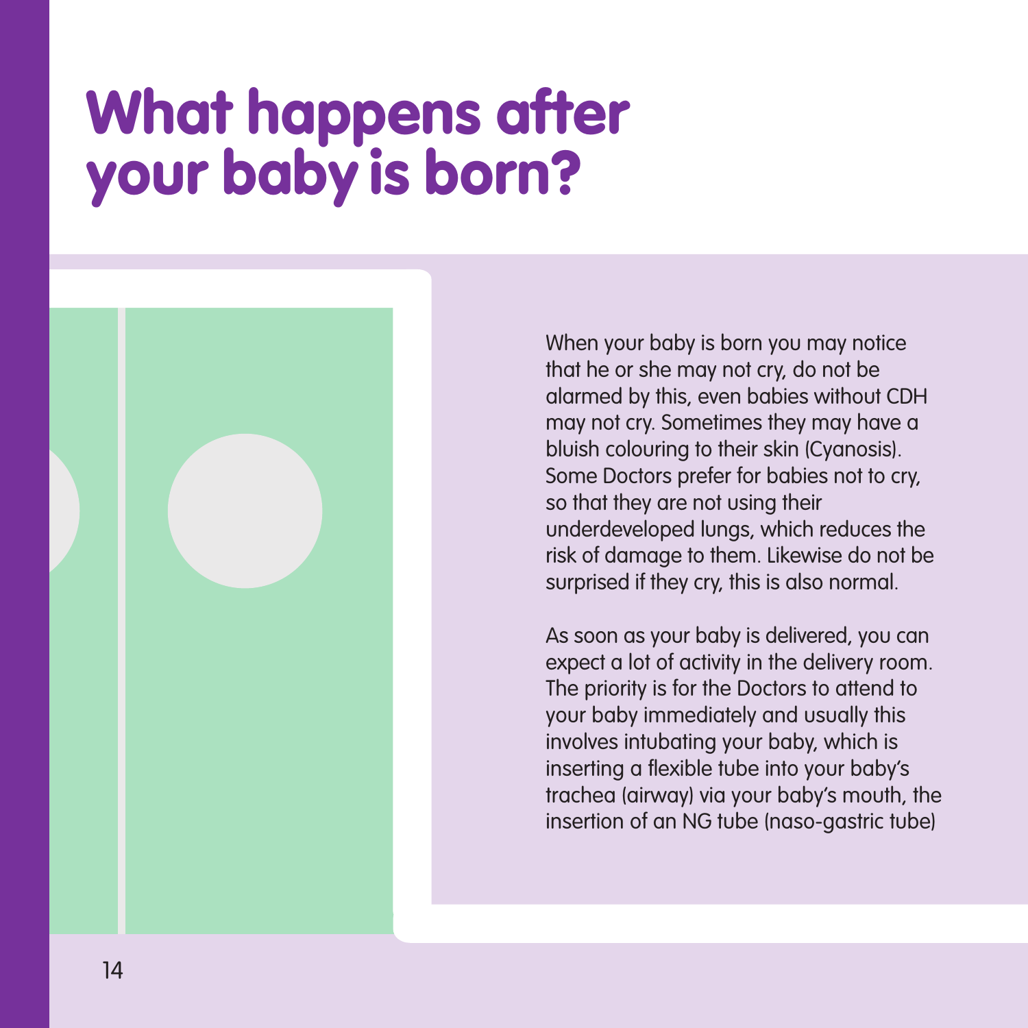# What happens after your baby is born?

When your baby is born you may notice that he or she may not cry, do not be alarmed by this, even babies without CDH may not cry. Sometimes they may have a bluish colouring to their skin (Cyanosis). Some Doctors prefer for babies not to cry, so that they are not using their underdeveloped lungs, which reduces the risk of damage to them. Likewise do not be surprised if they cry, this is also normal.

As soon as your baby is delivered, you can expect a lot of activity in the delivery room. The priority is for the Doctors to attend to your baby immediately and usually this involves intubating your baby, which is inserting a flexible tube into your baby's trachea (airway) via your baby's mouth, the insertion of an NG tube (naso-gastric tube)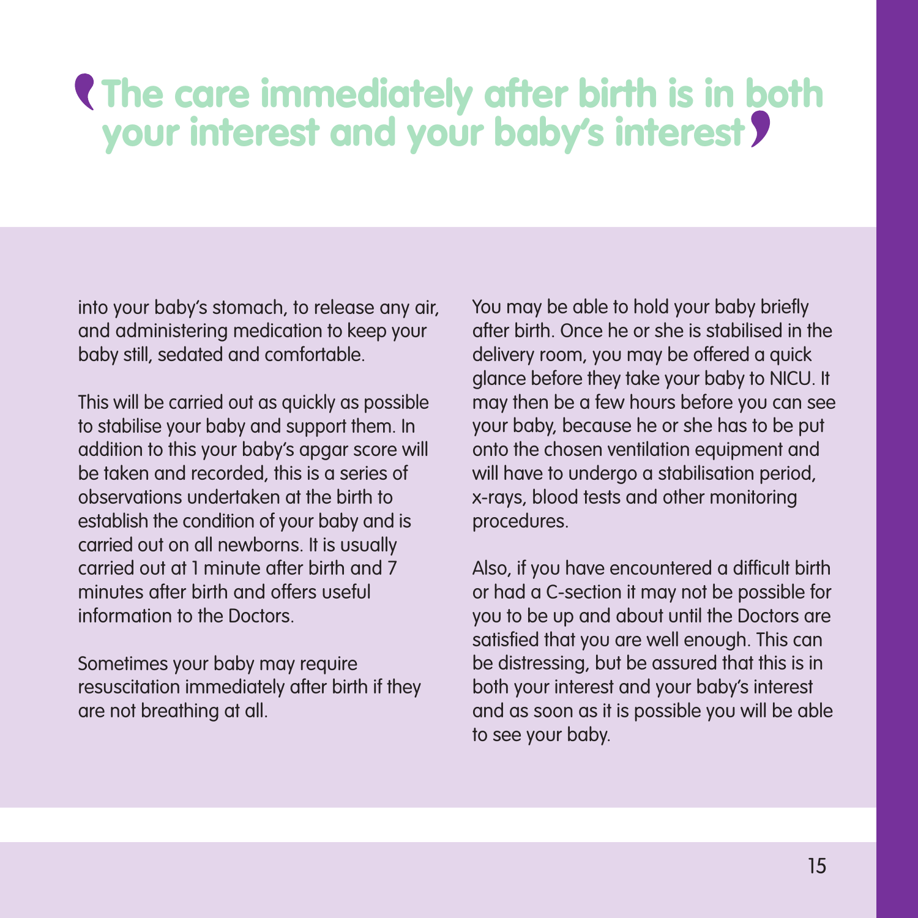> 'The care immediately after birth is in both your interest and your baby's interest'

into your baby's stomach, to release any air, and administering medication to keep your baby still, sedated and comfortable.

This will be carried out as quickly as possible to stabilise your baby and support them. In addition to this your baby's apgar score will be taken and recorded, this is a series of observations undertaken at the birth to establish the condition of your baby and is carried out on all newborns. It is usually carried out at 1 minute after birth and 7 minutes after birth and offers useful information to the Doctors.

Sometimes your baby may require resuscitation immediately after birth if they are not breathing at all.

You may be able to hold your baby briefly after birth. Once he or she is stabilised in the delivery room, you may be offered a quick glance before they take your baby to NICU. It may then be a few hours before you can see your baby, because he or she has to be put onto the chosen ventilation equipment and will have to undergo a stabilisation period, x-rays, blood tests and other monitoring procedures.

Also, if you have encountered a difficult birth or had a C-section it may not be possible for you to be up and about until the Doctors are satisfied that you are well enough. This can be distressing, but be assured that this is in both your interest and your baby's interest and as soon as it is possible you will be able to see your baby.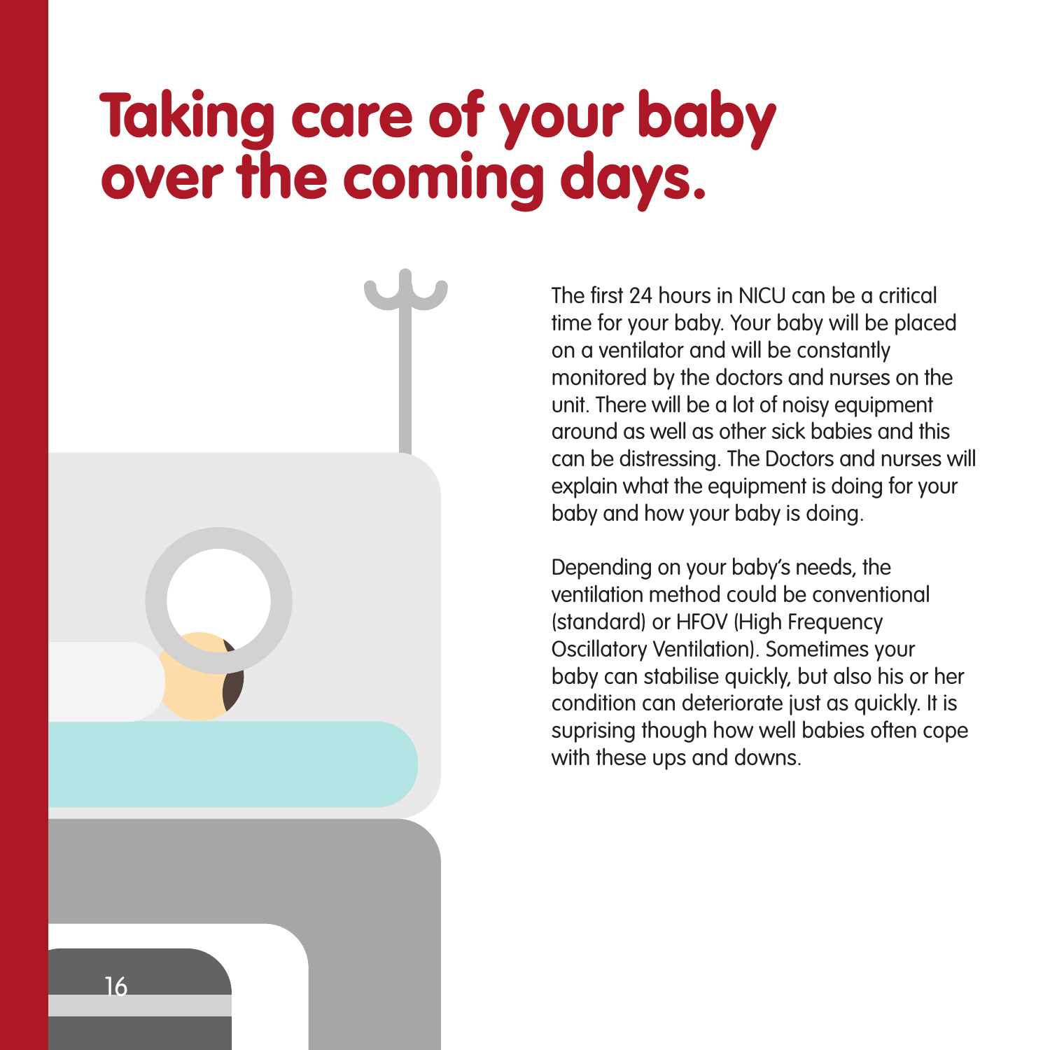# Taking care of your baby over the coming days.

The first 24 hours in NICU can be a critical time for your baby. Your baby will be placed on a ventilator and will be constantly monitored by the doctors and nurses on the unit. There will be a lot of noisy equipment around as well as other sick babies and this can be distressing. The Doctors and nurses will explain what the equipment is doing for your baby and how your baby is doing.

Depending on your baby's needs, the ventilation method could be conventional (standard) or HFOV (High Frequency Oscillatory Ventilation). Sometimes your baby can stabilise quickly, but also his or her condition can deteriorate just as quickly. It is suprising though how well babies often cope with these ups and downs.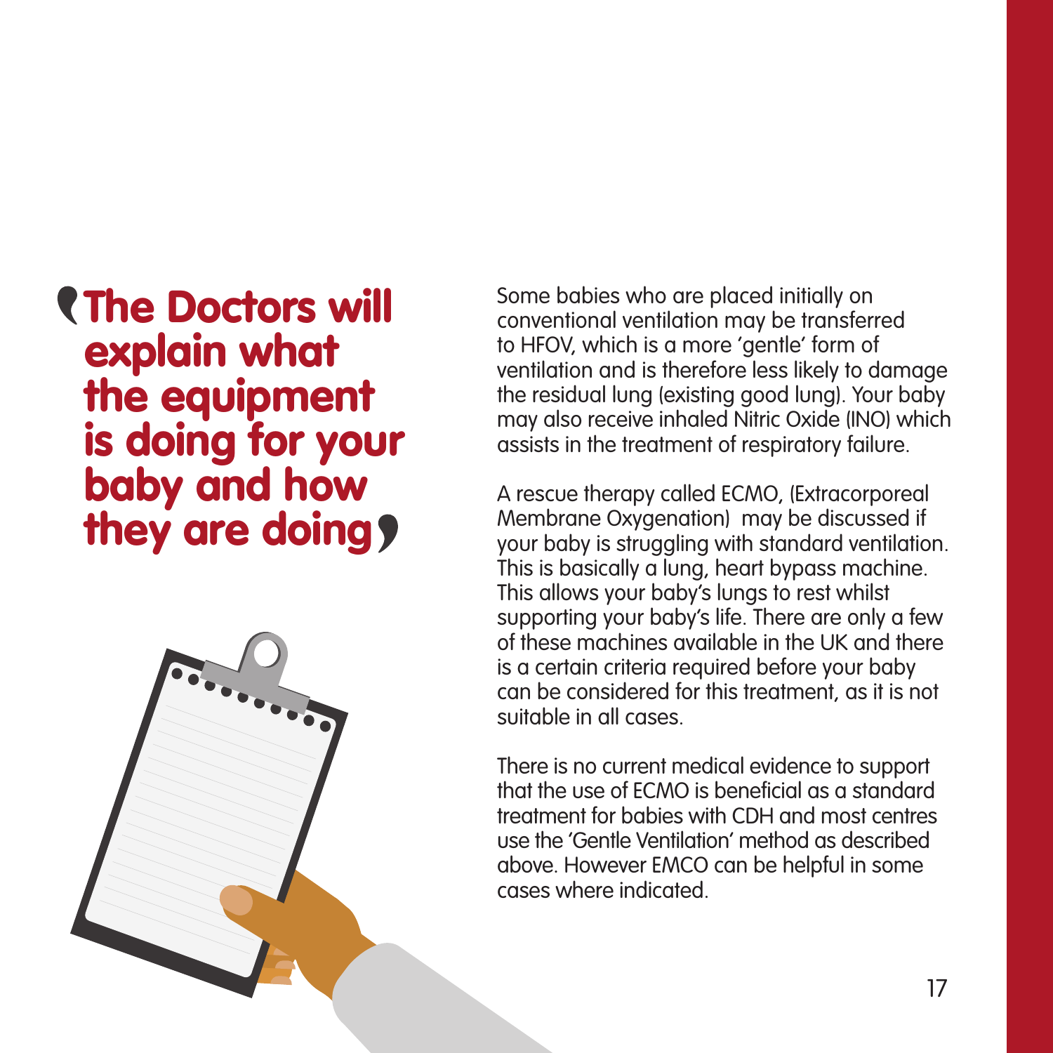> **The Doctors will explain what the equipment is doing for your baby and how they are doing**

Some babies who are placed initially on conventional ventilation may be transferred to HFOV, which is a more 'gentle' form of ventilation and is therefore less likely to damage the residual lung (existing good lung). Your baby may also receive inhaled Nitric Oxide (INO) which assists in the treatment of respiratory failure.

A rescue therapy called ECMO, (Extracorporeal Membrane Oxygenation) may be discussed if your baby is struggling with standard ventilation. This is basically a lung, heart bypass machine. This allows your baby's lungs to rest whilst supporting your baby's life. There are only a few of these machines available in the UK and there is a certain criteria required before your baby can be considered for this treatment, as it is not suitable in all cases.

There is no current medical evidence to support that the use of ECMO is beneficial as a standard treatment for babies with CDH and most centres use the 'Gentle Ventilation' method as described above. However EMCO can be helpful in some cases where indicated.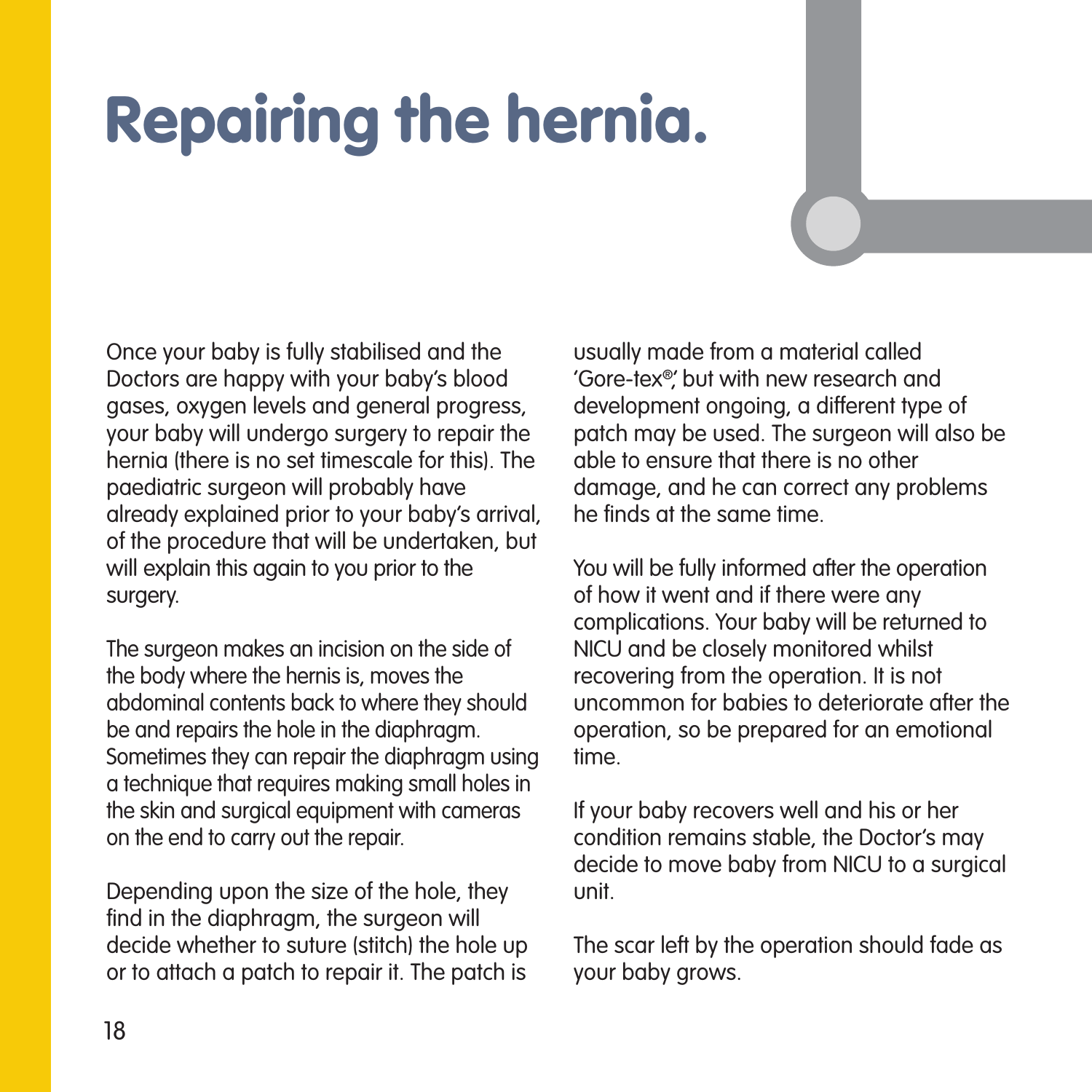# Repairing the hernia.

Once your baby is fully stabilised and the Doctors are happy with your baby's blood gases, oxygen levels and general progress, your baby will undergo surgery to repair the hernia (there is no set timescale for this). The paediatric surgeon will probably have already explained prior to your baby's arrival, of the procedure that will be undertaken, but will explain this again to you prior to the surgery.

The surgeon makes an incision on the side of the body where the hernis is, moves the abdominal contents back to where they should be and repairs the hole in the diaphragm. Sometimes they can repair the diaphragm using a technique that requires making small holes in the skin and surgical equipment with cameras on the end to carry out the repair.

Depending upon the size of the hole, they find in the diaphragm, the surgeon will decide whether to suture (stitch) the hole up or to attach a patch to repair it. The patch is usually made from a material called 'Gore-tex®', but with new research and development ongoing, a different type of patch may be used. The surgeon will also be able to ensure that there is no other damage, and he can correct any problems he finds at the same time.

You will be fully informed after the operation of how it went and if there were any complications. Your baby will be returned to NICU and be closely monitored whilst recovering from the operation. It is not uncommon for babies to deteriorate after the operation, so be prepared for an emotional time.

If your baby recovers well and his or her condition remains stable, the Doctor's may decide to move baby from NICU to a surgical unit.

The scar left by the operation should fade as your baby grows.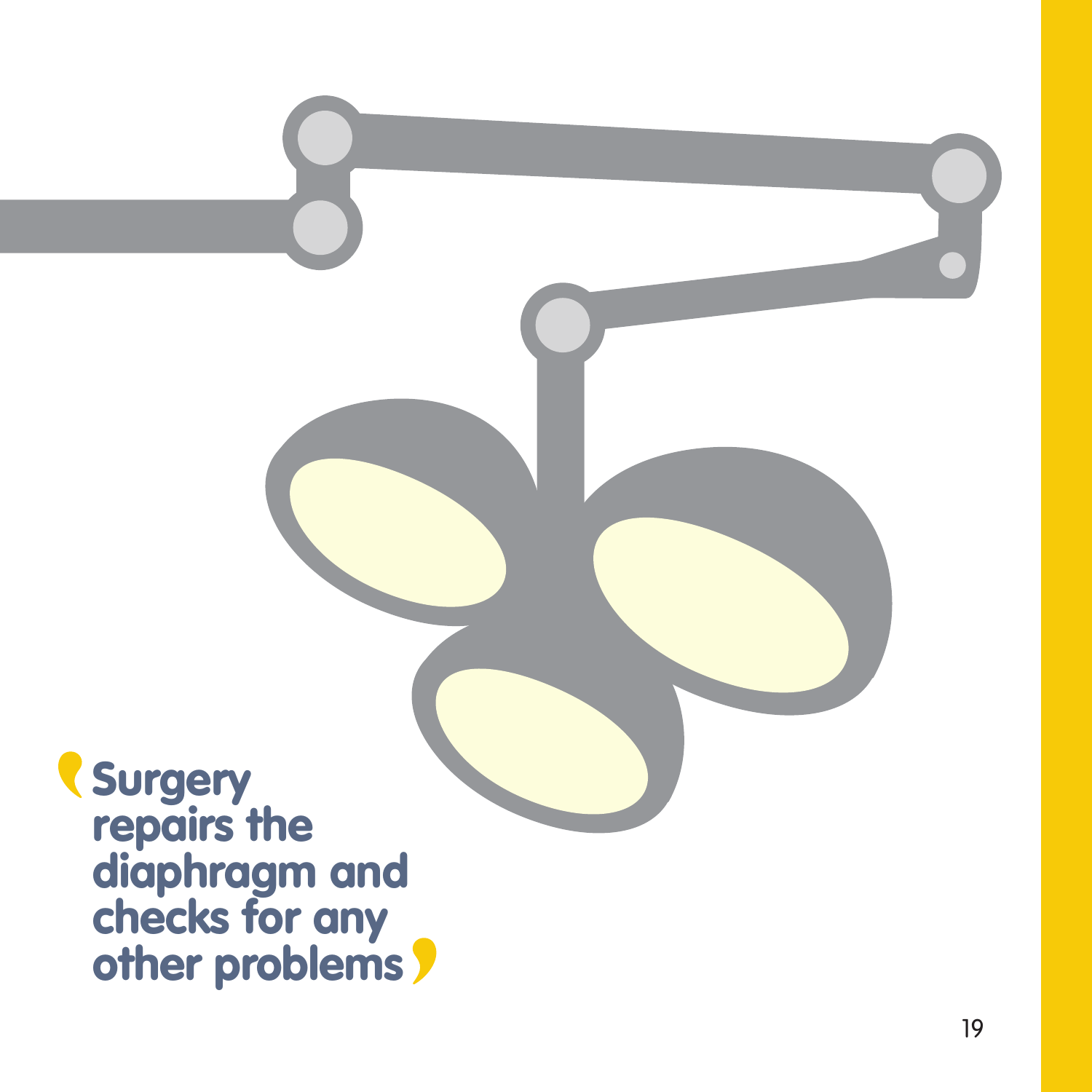**'Surgery repairs the diaphragm and checks for any other problems'**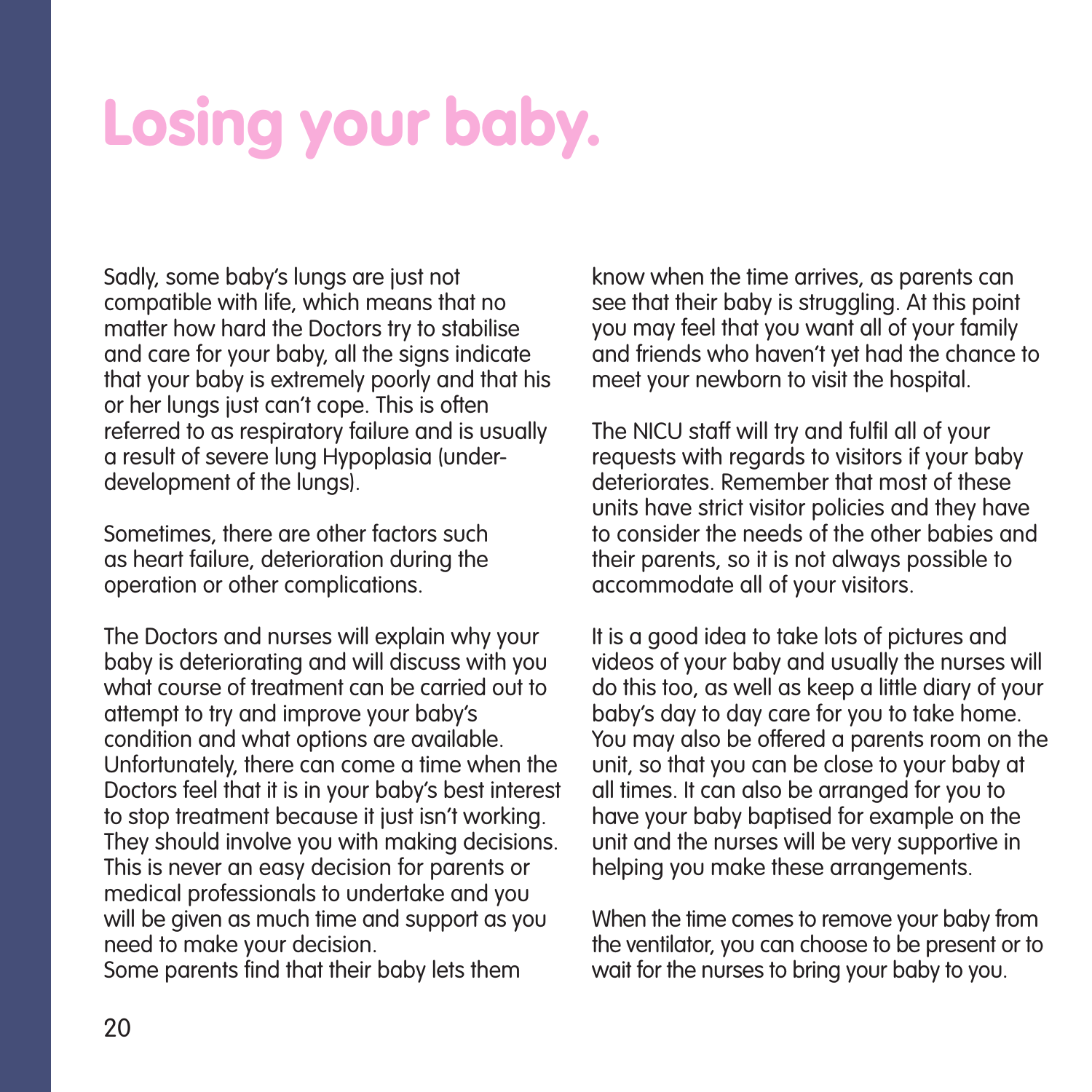# Losing your baby.

Sadly, some baby's lungs are just not compatible with life, which means that no matter how hard the Doctors try to stabilise and care for your baby, all the signs indicate that your baby is extremely poorly and that his or her lungs just can't cope. This is often referred to as respiratory failure and is usually a result of severe lung Hypoplasia (under-development of the lungs).

Sometimes, there are other factors such as heart failure, deterioration during the operation or other complications.

The Doctors and nurses will explain why your baby is deteriorating and will discuss with you what course of treatment can be carried out to attempt to try and improve your baby's condition and what options are available. Unfortunately, there can come a time when the Doctors feel that it is in your baby's best interest to stop treatment because it just isn't working. They should involve you with making decisions. This is never an easy decision for parents or medical professionals to undertake and you will be given as much time and support as you need to make your decision.
Some parents find that their baby lets them know when the time arrives, as parents can see that their baby is struggling. At this point you may feel that you want all of your family and friends who haven't yet had the chance to meet your newborn to visit the hospital.

The NICU staff will try and fulfil all of your requests with regards to visitors if your baby deteriorates. Remember that most of these units have strict visitor policies and they have to consider the needs of the other babies and their parents, so it is not always possible to accommodate all of your visitors.

It is a good idea to take lots of pictures and videos of your baby and usually the nurses will do this too, as well as keep a little diary of your baby's day to day care for you to take home. You may also be offered a parents room on the unit, so that you can be close to your baby at all times. It can also be arranged for you to have your baby baptised for example on the unit and the nurses will be very supportive in helping you make these arrangements.

When the time comes to remove your baby from the ventilator, you can choose to be present or to wait for the nurses to bring your baby to you.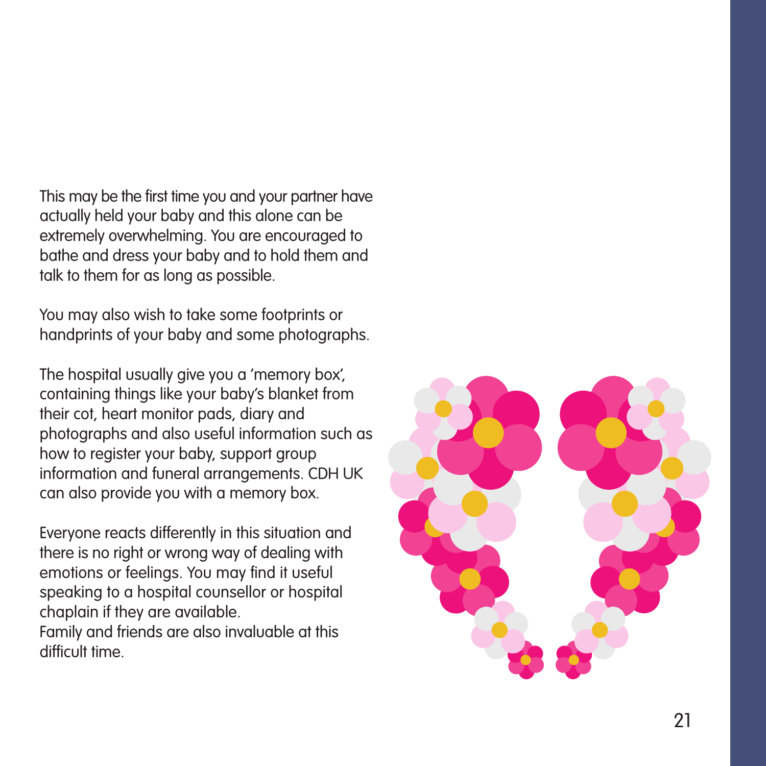This may be the first time you and your partner have actually held your baby and this alone can be extremely overwhelming. You are encouraged to bathe and dress your baby and to hold them and talk to them for as long as possible.

You may also wish to take some footprints or handprints of your baby and some photographs.

The hospital usually give you a 'memory box', containing things like your baby's blanket from their cot, heart monitor pads, diary and photographs and also useful information such as how to register your baby, support group information and funeral arrangements. CDH UK can also provide you with a memory box.

Everyone reacts differently in this situation and there is no right or wrong way of dealing with emotions or feelings. You may find it useful speaking to a hospital counsellor or hospital chaplain if they are available.
Family and friends are also invaluable at this difficult time.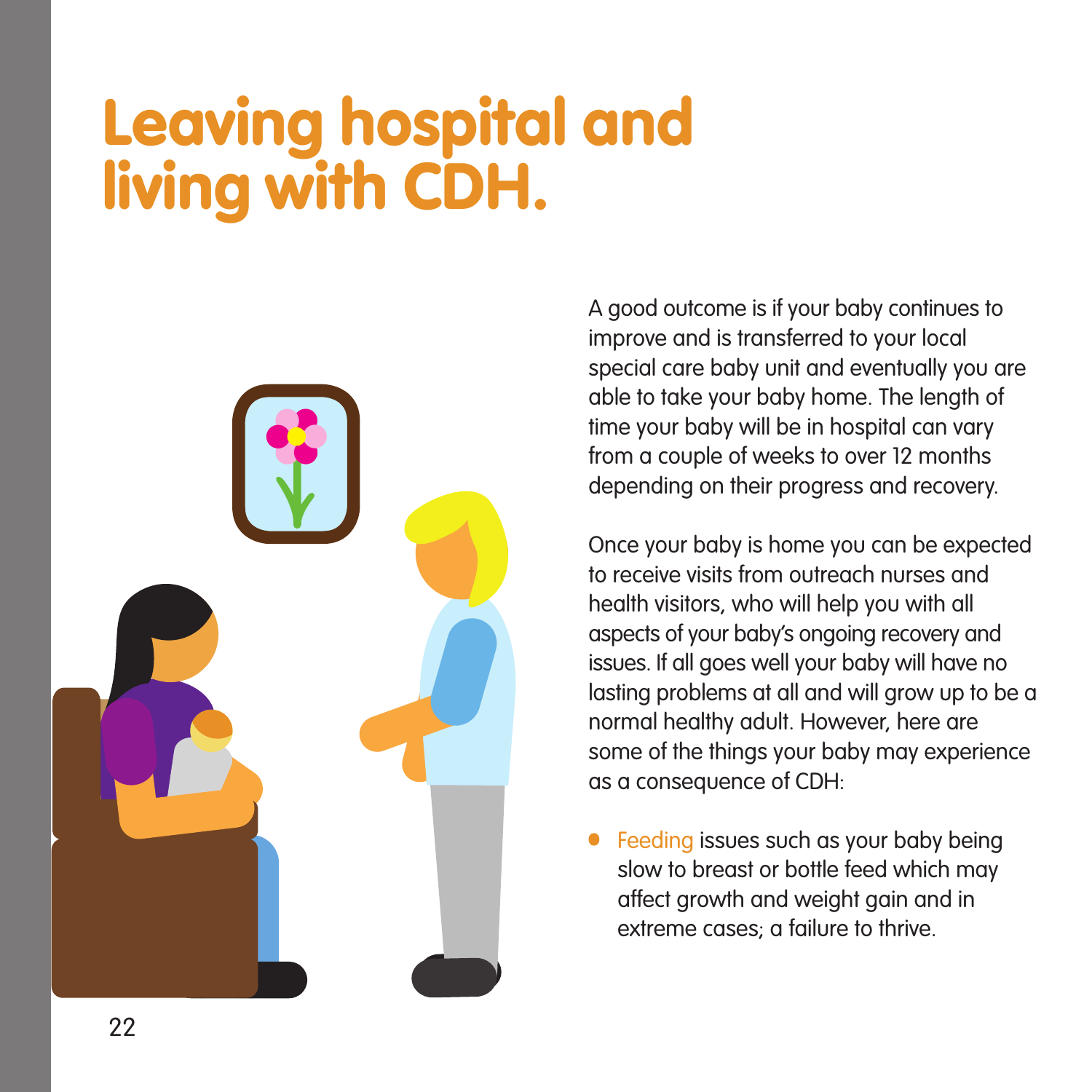# Leaving hospital and living with CDH.

A good outcome is if your baby continues to improve and is transferred to your local special care baby unit and eventually you are able to take your baby home. The length of time your baby will be in hospital can vary from a couple of weeks to over 12 months depending on their progress and recovery.

Once your baby is home you can be expected to receive visits from outreach nurses and health visitors, who will help you with all aspects of your baby's ongoing recovery and issues. If all goes well your baby will have no lasting problems at all and will grow up to be a normal healthy adult. However, here are some of the things your baby may experience as a consequence of CDH:

- Feeding issues such as your baby being slow to breast or bottle feed which may affect growth and weight gain and in extreme cases; a failure to thrive.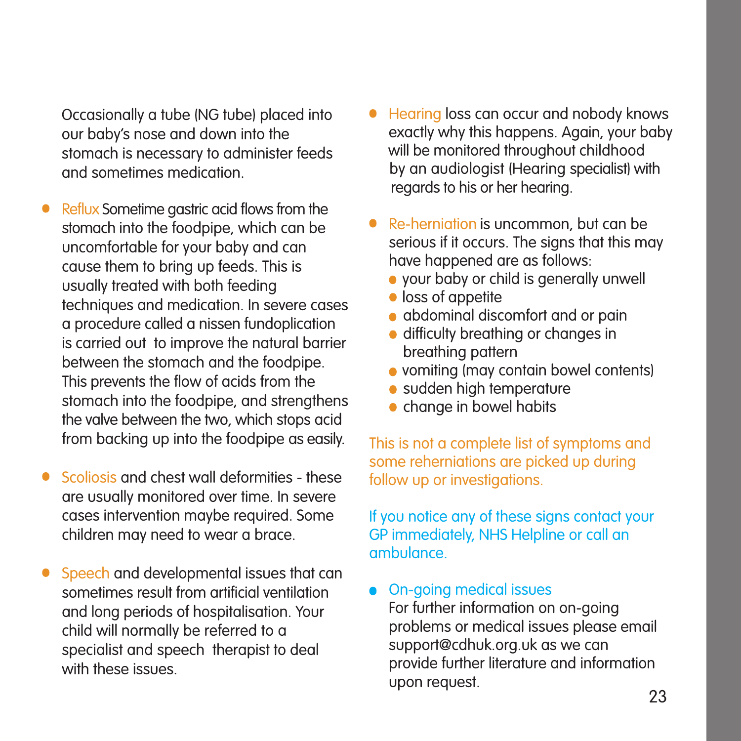Occasionally a tube (NG tube) placed into our baby's nose and down into the stomach is necessary to administer feeds and sometimes medication.

- Reflux Sometime gastric acid flows from the stomach into the foodpipe, which can be uncomfortable for your baby and can cause them to bring up feeds. This is usually treated with both feeding techniques and medication. In severe cases a procedure called a nissen fundoplication is carried out to improve the natural barrier between the stomach and the foodpipe. This prevents the flow of acids from the stomach into the foodpipe, and strengthens the valve between the two, which stops acid from backing up into the foodpipe as easily.

- Scoliosis and chest wall deformities - these are usually monitored over time. In severe cases intervention maybe required. Some children may need to wear a brace.

- Speech and developmental issues that can sometimes result from artificial ventilation and long periods of hospitalisation. Your child will normally be referred to a specialist and speech therapist to deal with these issues.

- Hearing loss can occur and nobody knows exactly why this happens. Again, your baby will be monitored throughout childhood by an audiologist (Hearing specialist) with regards to his or her hearing.

- Re-herniation is uncommon, but can be serious if it occurs. The signs that this may have happened are as follows:
  - your baby or child is generally unwell
  - loss of appetite
  - abdominal discomfort and or pain
  - difficulty breathing or changes in breathing pattern
  - vomiting (may contain bowel contents)
  - sudden high temperature
  - change in bowel habits

This is not a complete list of symptoms and some reherniations are picked up during follow up or investigations.

If you notice any of these signs contact your GP immediately, NHS Helpline or call an ambulance.

- On-going medical issues
  For further information on on-going problems or medical issues please email support@cdhuk.org.uk as we can provide further literature and information upon request.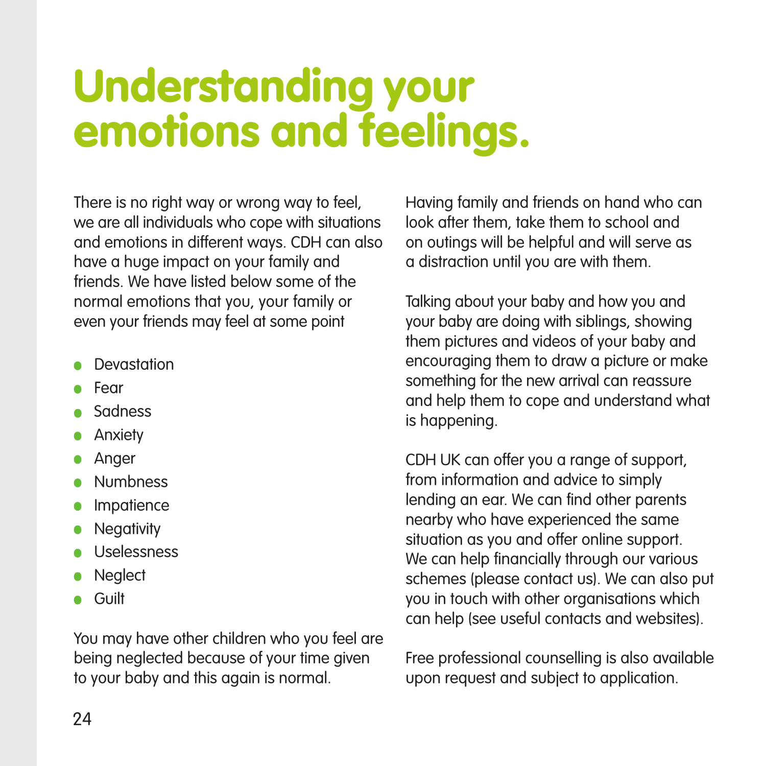# Understanding your emotions and feelings.

There is no right way or wrong way to feel, we are all individuals who cope with situations and emotions in different ways. CDH can also have a huge impact on your family and friends. We have listed below some of the normal emotions that you, your family or even your friends may feel at some point

- Devastation
- Fear
- Sadness
- Anxiety
- Anger
- Numbness
- Impatience
- Negativity
- Uselessness
- Neglect
- Guilt

You may have other children who you feel are being neglected because of your time given to your baby and this again is normal.

Having family and friends on hand who can look after them, take them to school and on outings will be helpful and will serve as a distraction until you are with them.

Talking about your baby and how you and your baby are doing with siblings, showing them pictures and videos of your baby and encouraging them to draw a picture or make something for the new arrival can reassure and help them to cope and understand what is happening.

CDH UK can offer you a range of support, from information and advice to simply lending an ear. We can find other parents nearby who have experienced the same situation as you and offer online support. We can help financially through our various schemes (please contact us). We can also put you in touch with other organisations which can help (see useful contacts and websites).

Free professional counselling is also available upon request and subject to application.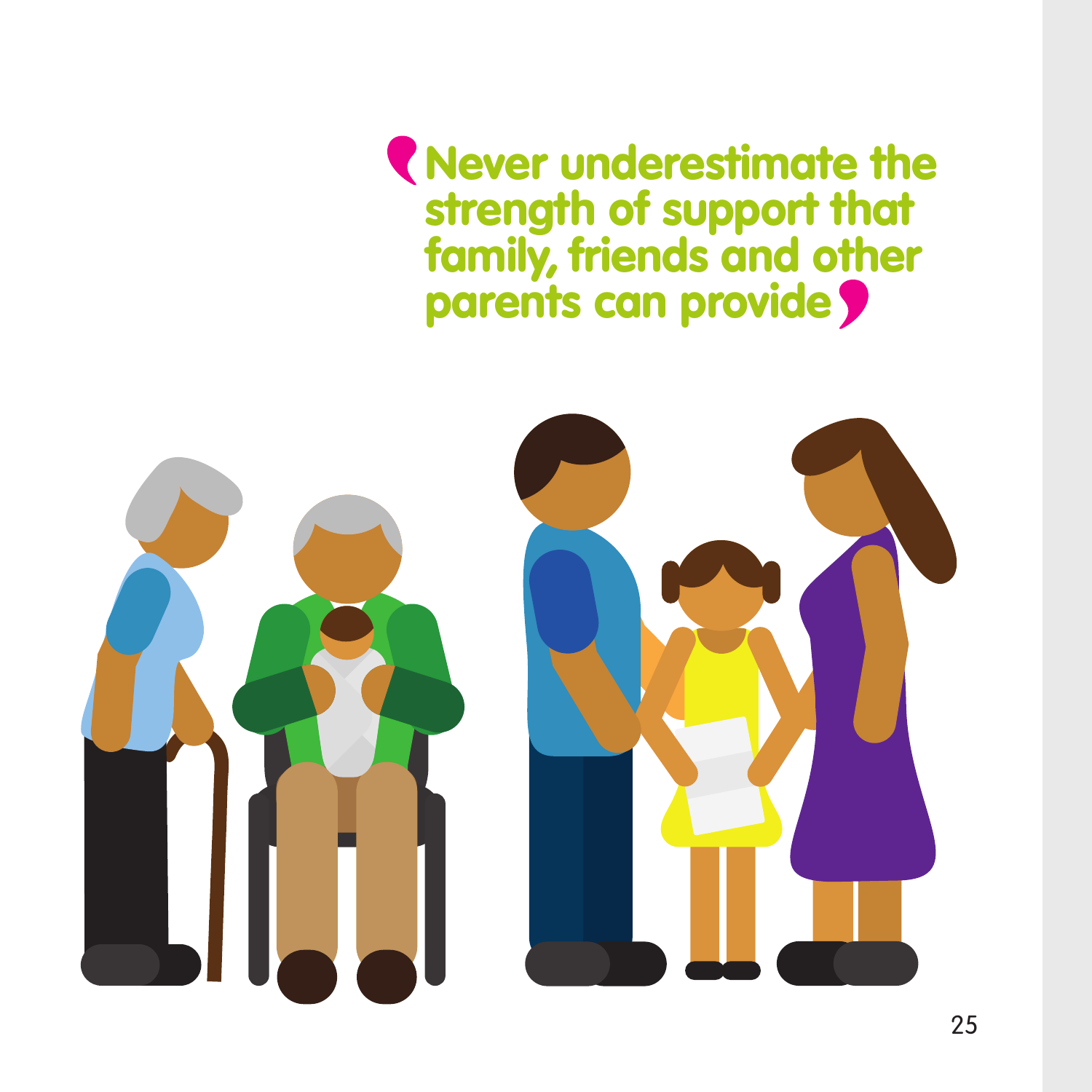'Never underestimate the strength of support that family, friends and other parents can provide'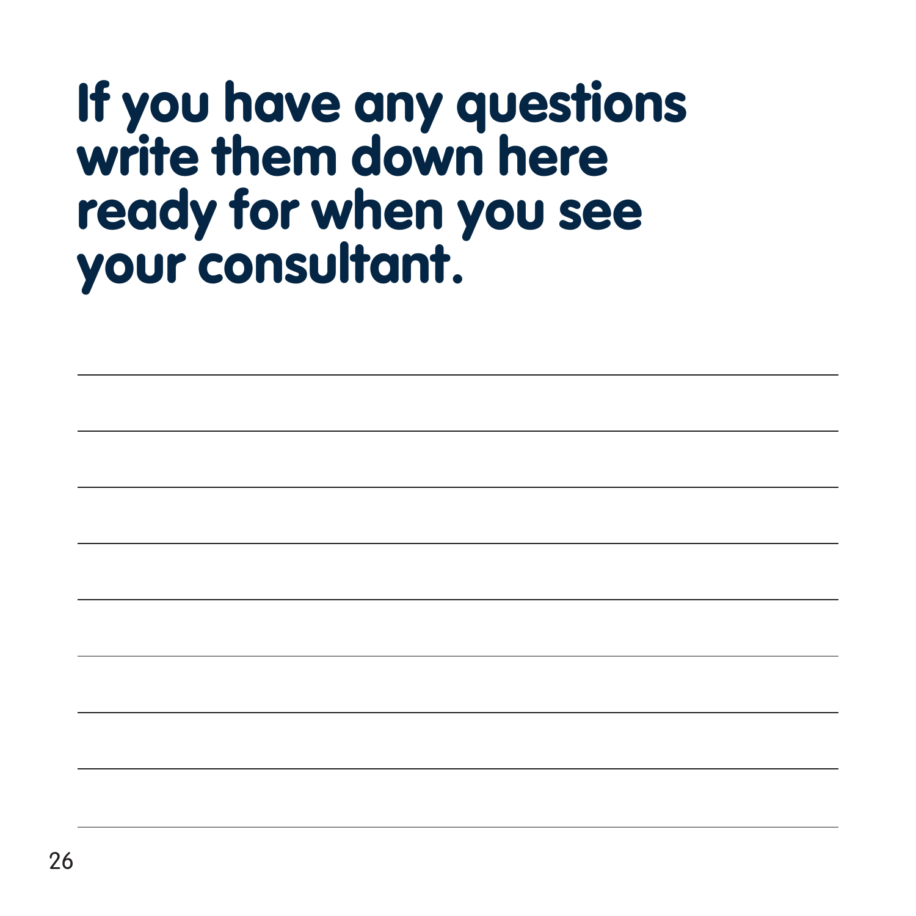# If you have any questions write them down here ready for when you see your consultant.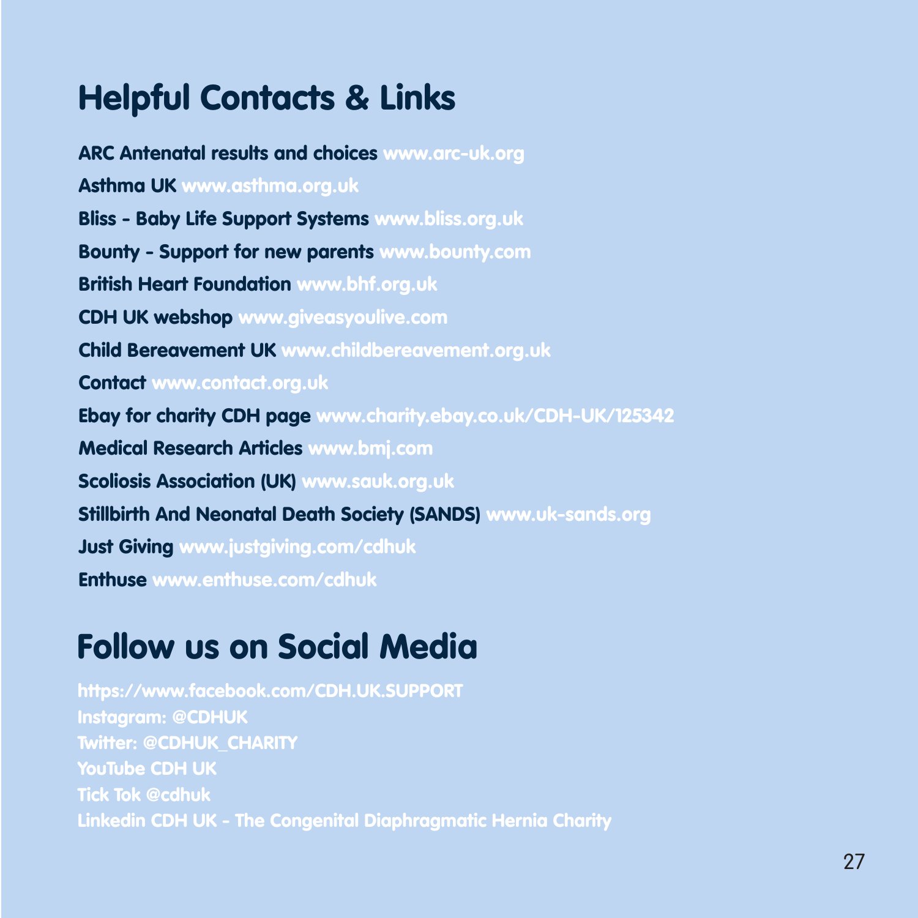# Helpful Contacts & Links

**ARC Antenatal results and choices** www.arc-uk.org

**Asthma UK** www.asthma.org.uk

**Bliss - Baby Life Support Systems** www.bliss.org.uk

**Bounty - Support for new parents** www.bounty.com

**British Heart Foundation** www.bhf.org.uk

**CDH UK webshop** www.giveasyoulive.com

**Child Bereavement UK** www.childbereavement.org.uk

**Contact** www.contact.org.uk

**Ebay for charity CDH page** www.charity.ebay.co.uk/CDH-UK/125342

**Medical Research Articles** www.bmj.com

**Scoliosis Association (UK)** www.sauk.org.uk

**Stillbirth And Neonatal Death Society (SANDS)** www.uk-sands.org

**Just Giving** www.justgiving.com/cdhuk

**Enthuse** www.enthuse.com/cdhuk

# Follow us on Social Media

https://www.facebook.com/CDH.UK.SUPPORT
Instagram: @CDHUK
Twitter: @CDHUK_CHARITY
YouTube CDH UK
Tick Tok @cdhuk
Linkedin CDH UK - The Congenital Diaphragmatic Hernia Charity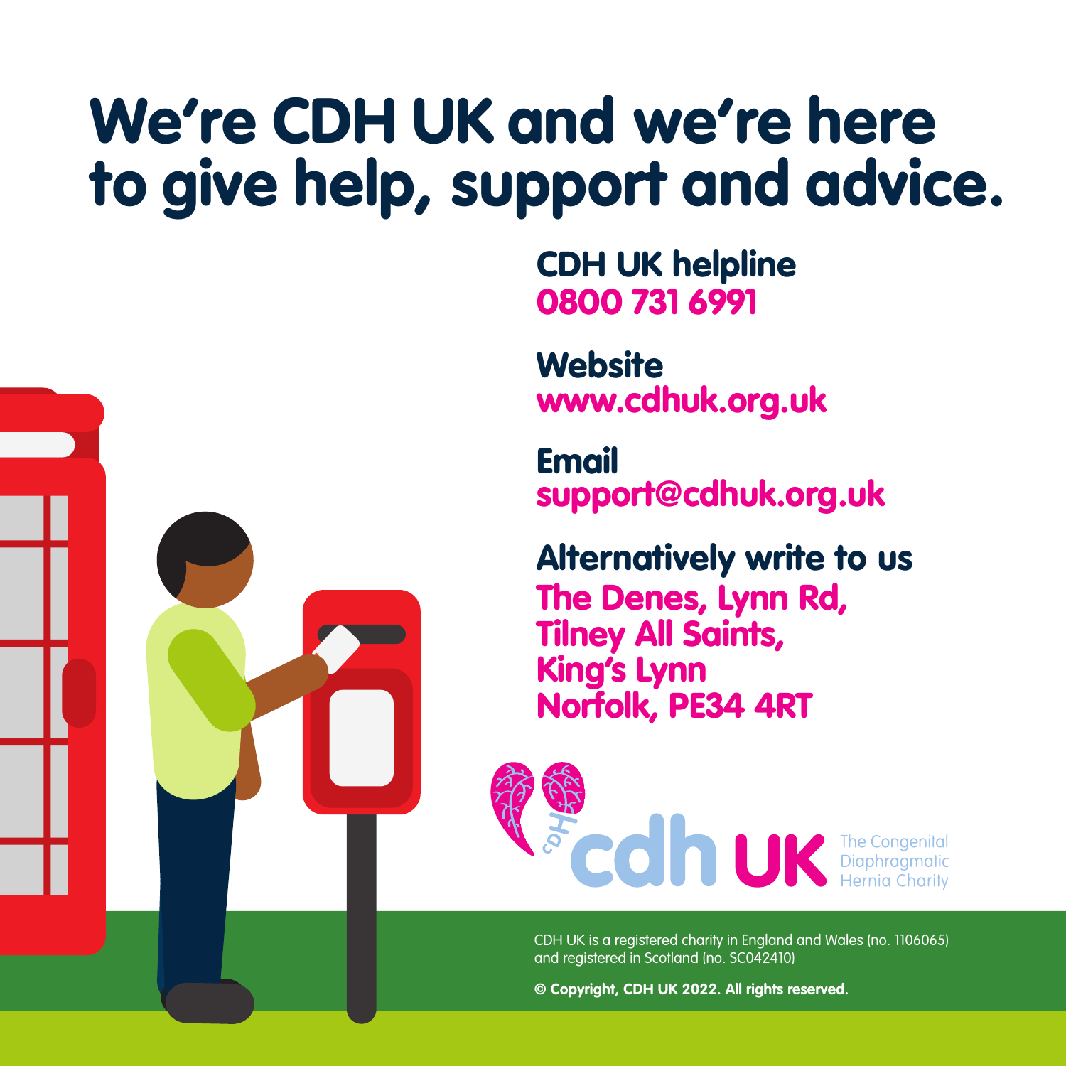# We're CDH UK and we're here to give help, support and advice.

**CDH UK helpline**
**0800 731 6991**

**Website**
**www.cdhuk.org.uk**

**Email**
**support@cdhuk.org.uk**

**Alternatively write to us**
**The Denes, Lynn Rd,**
**Tilney All Saints,**
**King's Lynn**
**Norfolk, PE34 4RT**

cdh UK The Congenital Diaphragmatic Hernia Charity

CDH UK is a registered charity in England and Wales (no. 1106065) and registered in Scotland (no. SC042410)

**© Copyright, CDH UK 2022. All rights reserved.**